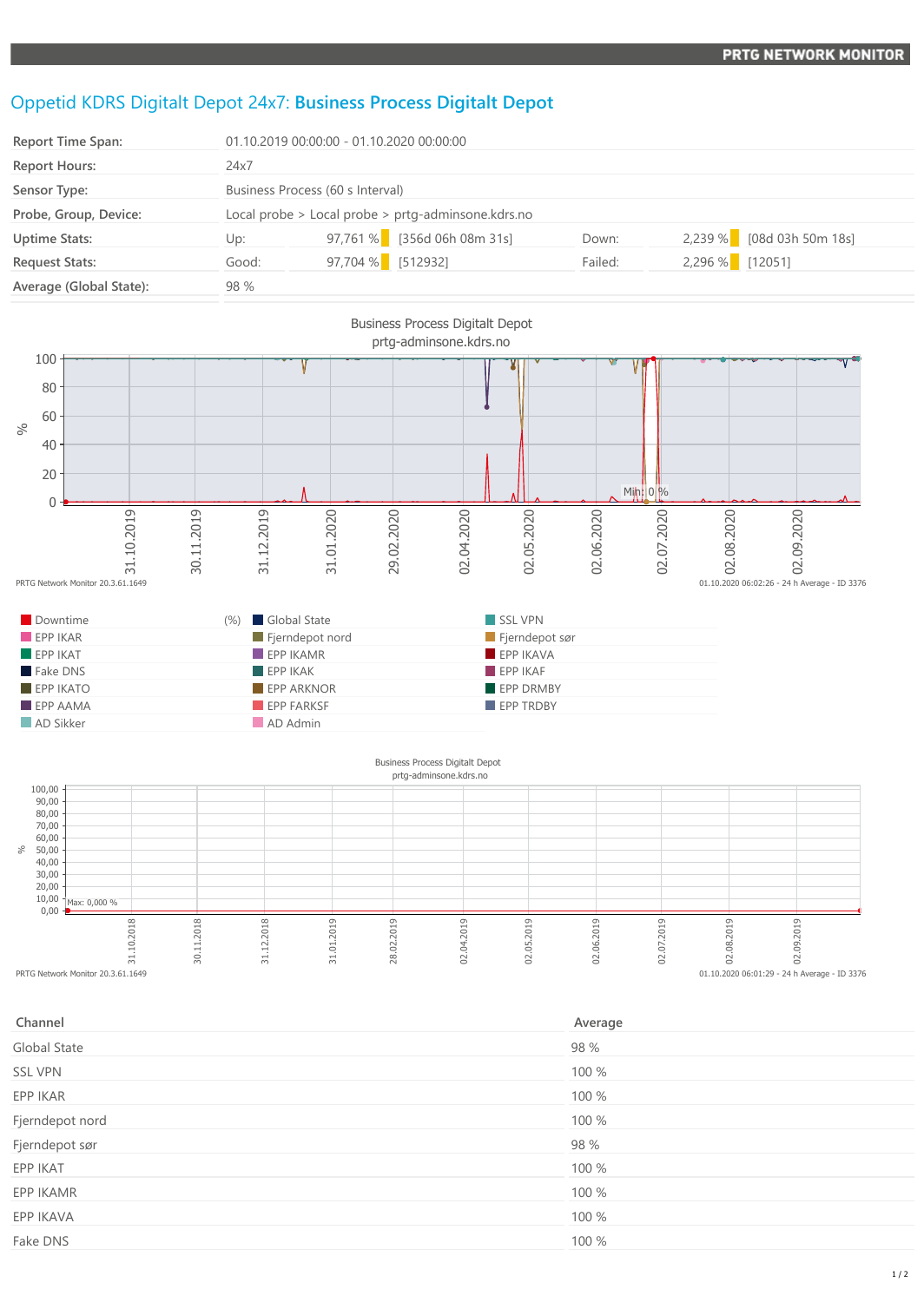PRTG NETWORK MONITOR

# Oppetid KDRS Digitalt Depot 24x7: **Business Process Digitalt Depot**

| | | | | | |
|---|---|---|---|---|---|
| Report Time Span: | 01.10.2019 00:00:00 - 01.10.2020 00:00:00 | | | | |
| Report Hours: | 24x7 | | | | |
| Sensor Type: | Business Process (60 s Interval) | | | | |
| Probe, Group, Device: | Local probe > Local probe > prtg-adminsone.kdrs.no | | | | |
| Uptime Stats: | Up: 97,761 % | [356d 06h 08m 31s] | Down: | 2,239 % | [08d 03h 50m 18s] |
| Request Stats: | Good: 97,704 % | [512932] | Failed: | 2,296 % | [12051] |
| Average (Global State): | 98 % | | | | |

Business Process Digitalt Depot
prtg-adminsone.kdrs.no

Min: 0 %

PRTG Network Monitor 20.3.61.1649 — 01.10.2020 06:02:26 - 24 h Average - ID 3376

| | | |
|---|---|---|
| Downtime (%) | Global State | SSL VPN |
| EPP IKAR | Fjerndepot nord | Fjerndepot sør |
| EPP IKAT | EPP IKAMR | EPP IKAVA |
| Fake DNS | EPP IKAK | EPP IKAF |
| EPP IKATO | EPP ARKNOR | EPP DRMBY |
| EPP AAMA | EPP FARKSF | EPP TRDBY |
| AD Sikker | AD Admin | |

Business Process Digitalt Depot
prtg-adminsone.kdrs.no

Max: 0,000 %

PRTG Network Monitor 20.3.61.1649 — 01.10.2020 06:01:29 - 24 h Average - ID 3376

| Channel | Average |
|---|---|
| Global State | 98 % |
| SSL VPN | 100 % |
| EPP IKAR | 100 % |
| Fjerndepot nord | 100 % |
| Fjerndepot sør | 98 % |
| EPP IKAT | 100 % |
| EPP IKAMR | 100 % |
| EPP IKAVA | 100 % |
| Fake DNS | 100 % |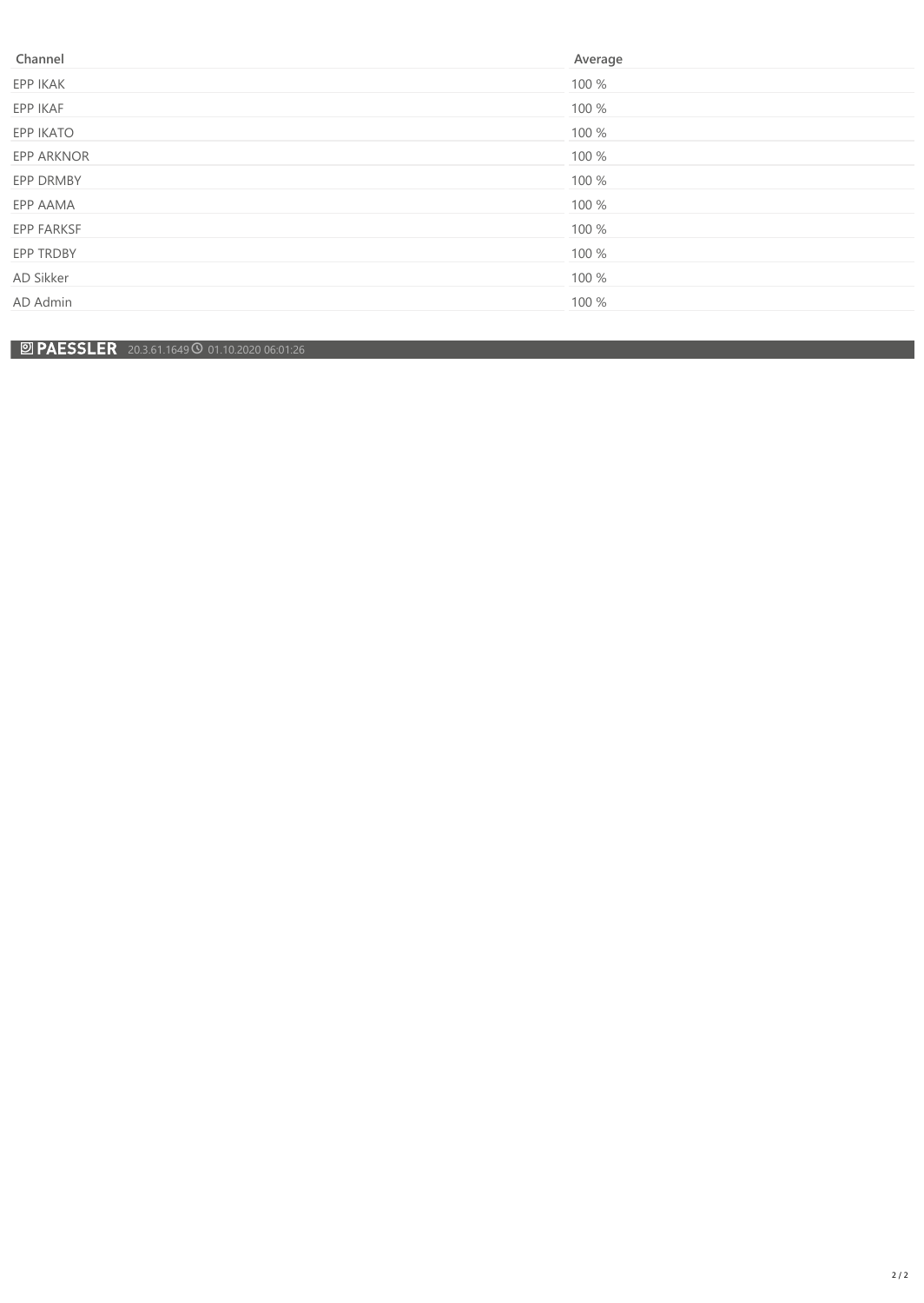| Channel | Average |
| --- | --- |
| EPP IKAK | 100 % |
| EPP IKAF | 100 % |
| EPP IKATO | 100 % |
| EPP ARKNOR | 100 % |
| EPP DRMBY | 100 % |
| EPP AAMA | 100 % |
| EPP FARKSF | 100 % |
| EPP TRDBY | 100 % |
| AD Sikker | 100 % |
| AD Admin | 100 % |

PAESSLER 20.3.61.1649 01.10.2020 06:01:26